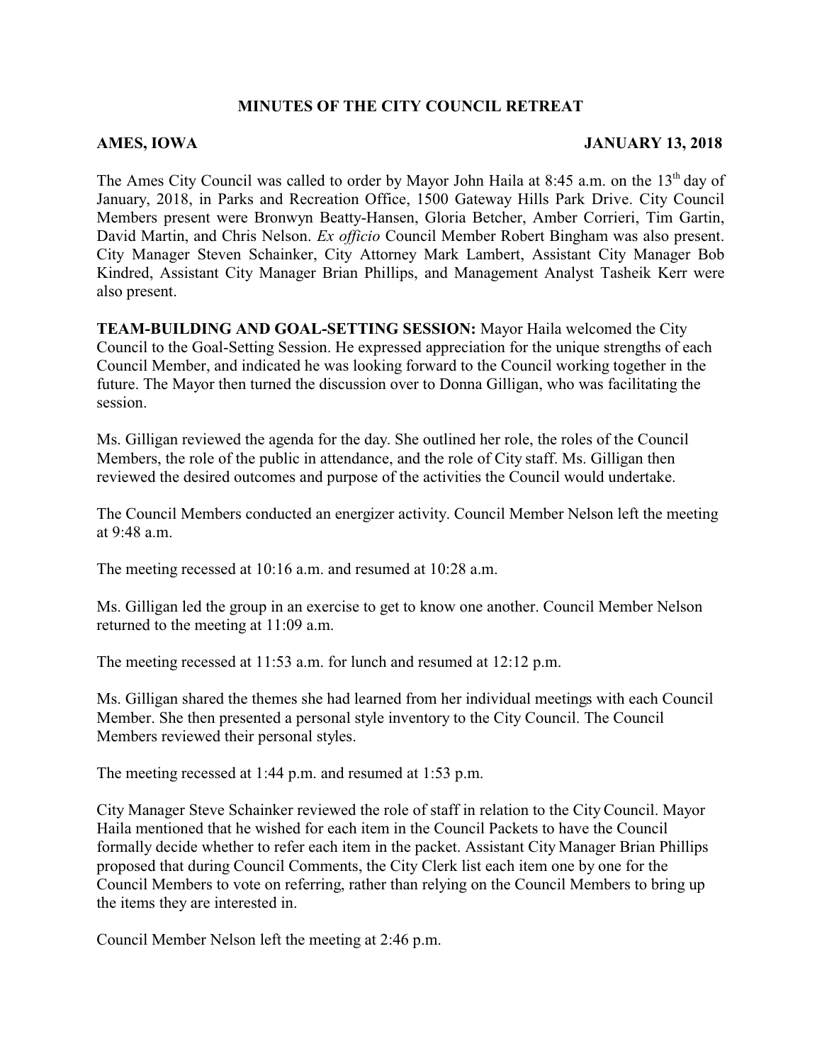# MINUTES OF THE CITY COUNCIL RETREAT

**AMES, IOWA** **JANUARY 13, 2018**

The Ames City Council was called to order by Mayor John Haila at 8:45 a.m. on the 13th day of January, 2018, in Parks and Recreation Office, 1500 Gateway Hills Park Drive. City Council Members present were Bronwyn Beatty-Hansen, Gloria Betcher, Amber Corrieri, Tim Gartin, David Martin, and Chris Nelson. *Ex officio* Council Member Robert Bingham was also present. City Manager Steven Schainker, City Attorney Mark Lambert, Assistant City Manager Bob Kindred, Assistant City Manager Brian Phillips, and Management Analyst Tasheik Kerr were also present.

**TEAM-BUILDING AND GOAL-SETTING SESSION:** Mayor Haila welcomed the City Council to the Goal-Setting Session. He expressed appreciation for the unique strengths of each Council Member, and indicated he was looking forward to the Council working together in the future. The Mayor then turned the discussion over to Donna Gilligan, who was facilitating the session.

Ms. Gilligan reviewed the agenda for the day. She outlined her role, the roles of the Council Members, the role of the public in attendance, and the role of City staff. Ms. Gilligan then reviewed the desired outcomes and purpose of the activities the Council would undertake.

The Council Members conducted an energizer activity. Council Member Nelson left the meeting at 9:48 a.m.

The meeting recessed at 10:16 a.m. and resumed at 10:28 a.m.

Ms. Gilligan led the group in an exercise to get to know one another. Council Member Nelson returned to the meeting at 11:09 a.m.

The meeting recessed at 11:53 a.m. for lunch and resumed at 12:12 p.m.

Ms. Gilligan shared the themes she had learned from her individual meetings with each Council Member. She then presented a personal style inventory to the City Council. The Council Members reviewed their personal styles.

The meeting recessed at 1:44 p.m. and resumed at 1:53 p.m.

City Manager Steve Schainker reviewed the role of staff in relation to the City Council. Mayor Haila mentioned that he wished for each item in the Council Packets to have the Council formally decide whether to refer each item in the packet. Assistant City Manager Brian Phillips proposed that during Council Comments, the City Clerk list each item one by one for the Council Members to vote on referring, rather than relying on the Council Members to bring up the items they are interested in.

Council Member Nelson left the meeting at 2:46 p.m.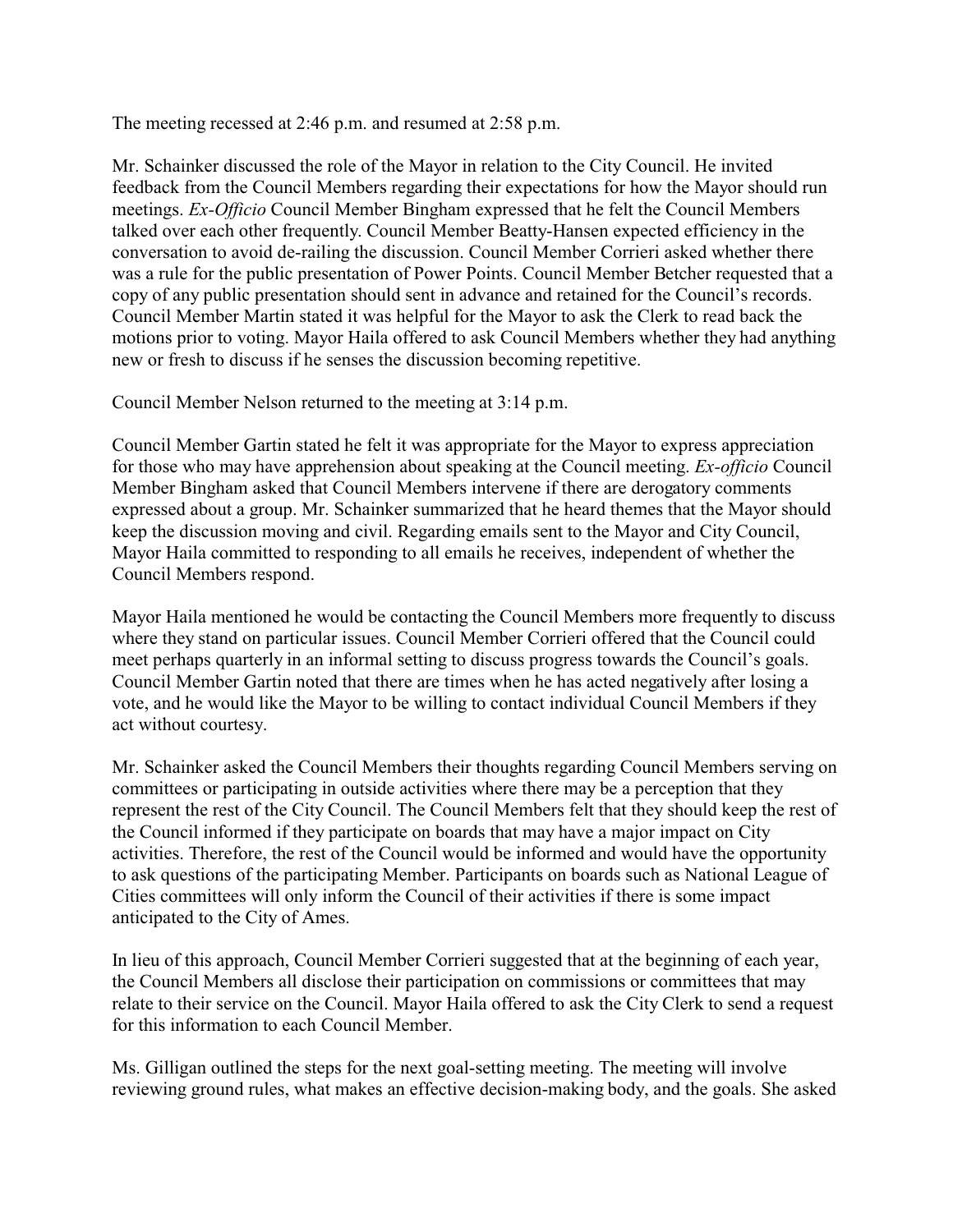The meeting recessed at 2:46 p.m. and resumed at 2:58 p.m.

Mr. Schainker discussed the role of the Mayor in relation to the City Council. He invited feedback from the Council Members regarding their expectations for how the Mayor should run meetings. *Ex-Officio* Council Member Bingham expressed that he felt the Council Members talked over each other frequently. Council Member Beatty-Hansen expected efficiency in the conversation to avoid de-railing the discussion. Council Member Corrieri asked whether there was a rule for the public presentation of Power Points. Council Member Betcher requested that a copy of any public presentation should sent in advance and retained for the Council's records. Council Member Martin stated it was helpful for the Mayor to ask the Clerk to read back the motions prior to voting. Mayor Haila offered to ask Council Members whether they had anything new or fresh to discuss if he senses the discussion becoming repetitive.

Council Member Nelson returned to the meeting at 3:14 p.m.

Council Member Gartin stated he felt it was appropriate for the Mayor to express appreciation for those who may have apprehension about speaking at the Council meeting. *Ex-officio* Council Member Bingham asked that Council Members intervene if there are derogatory comments expressed about a group. Mr. Schainker summarized that he heard themes that the Mayor should keep the discussion moving and civil. Regarding emails sent to the Mayor and City Council, Mayor Haila committed to responding to all emails he receives, independent of whether the Council Members respond.

Mayor Haila mentioned he would be contacting the Council Members more frequently to discuss where they stand on particular issues. Council Member Corrieri offered that the Council could meet perhaps quarterly in an informal setting to discuss progress towards the Council's goals. Council Member Gartin noted that there are times when he has acted negatively after losing a vote, and he would like the Mayor to be willing to contact individual Council Members if they act without courtesy.

Mr. Schainker asked the Council Members their thoughts regarding Council Members serving on committees or participating in outside activities where there may be a perception that they represent the rest of the City Council. The Council Members felt that they should keep the rest of the Council informed if they participate on boards that may have a major impact on City activities. Therefore, the rest of the Council would be informed and would have the opportunity to ask questions of the participating Member. Participants on boards such as National League of Cities committees will only inform the Council of their activities if there is some impact anticipated to the City of Ames.

In lieu of this approach, Council Member Corrieri suggested that at the beginning of each year, the Council Members all disclose their participation on commissions or committees that may relate to their service on the Council. Mayor Haila offered to ask the City Clerk to send a request for this information to each Council Member.

Ms. Gilligan outlined the steps for the next goal-setting meeting. The meeting will involve reviewing ground rules, what makes an effective decision-making body, and the goals. She asked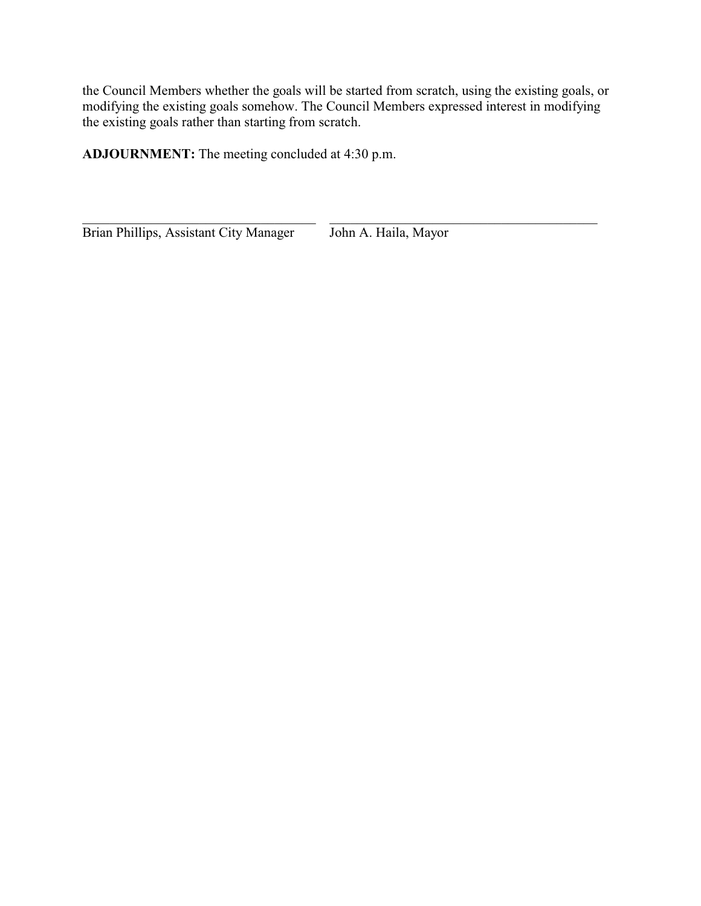the Council Members whether the goals will be started from scratch, using the existing goals, or modifying the existing goals somehow. The Council Members expressed interest in modifying the existing goals rather than starting from scratch.

**ADJOURNMENT:** The meeting concluded at 4:30 p.m.

| | |
|---|---|
| \_\_\_\_\_\_\_\_\_\_\_\_\_\_\_\_\_\_\_\_\_\_\_\_\_\_\_\_\_\_\_\_ | \_\_\_\_\_\_\_\_\_\_\_\_\_\_\_\_\_\_\_\_\_\_\_\_\_\_\_\_\_\_\_\_ |
| Brian Phillips, Assistant City Manager | John A. Haila, Mayor |